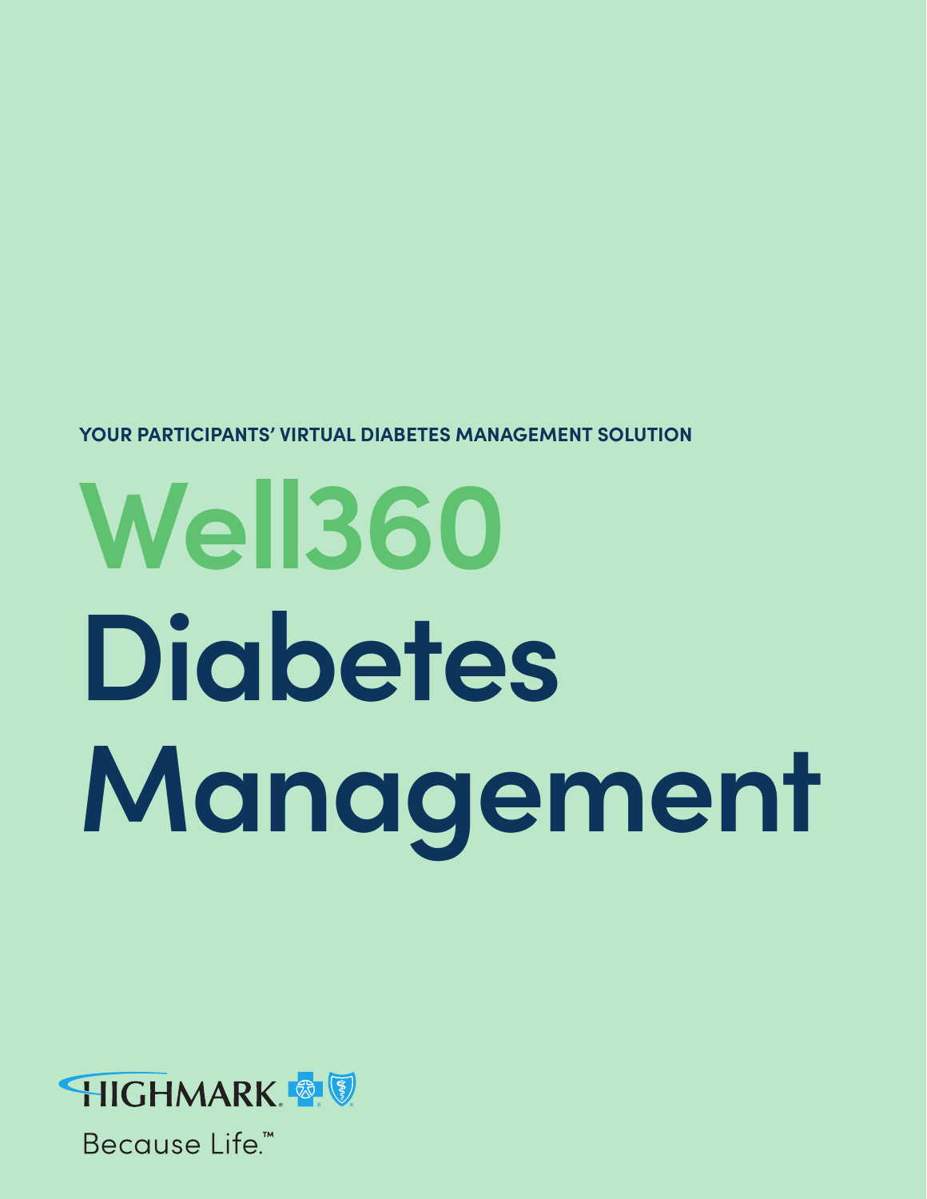**YOUR PARTICIPANTS' VIRTUAL DIABETES MANAGEMENT SOLUTION**

# Well360 Diabetes Management

HIGHMARK®

Because Life.™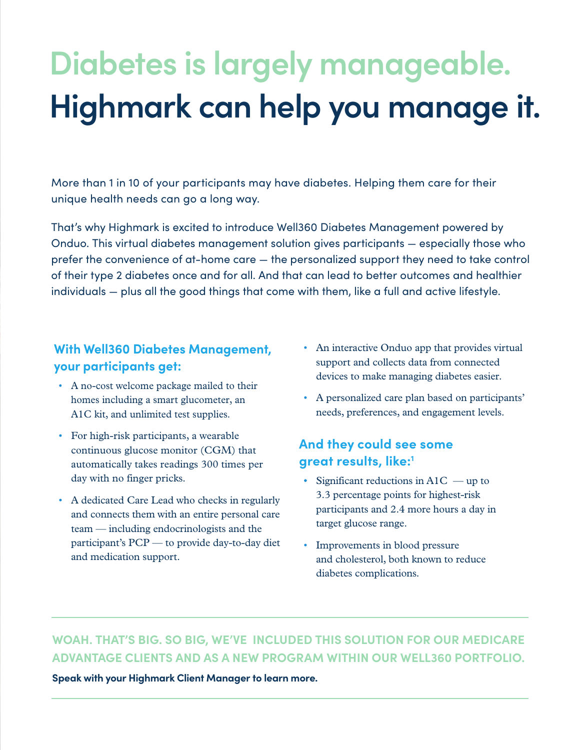# Diabetes is largely manageable.
# Highmark can help you manage it.

More than 1 in 10 of your participants may have diabetes. Helping them care for their unique health needs can go a long way.

That's why Highmark is excited to introduce Well360 Diabetes Management powered by Onduo. This virtual diabetes management solution gives participants — especially those who prefer the convenience of at-home care — the personalized support they need to take control of their type 2 diabetes once and for all. And that can lead to better outcomes and healthier individuals — plus all the good things that come with them, like a full and active lifestyle.

### With Well360 Diabetes Management, your participants get:

- A no-cost welcome package mailed to their homes including a smart glucometer, an A1C kit, and unlimited test supplies.
- For high-risk participants, a wearable continuous glucose monitor (CGM) that automatically takes readings 300 times per day with no finger pricks.
- A dedicated Care Lead who checks in regularly and connects them with an entire personal care team — including endocrinologists and the participant's PCP — to provide day-to-day diet and medication support.
- An interactive Onduo app that provides virtual support and collects data from connected devices to make managing diabetes easier.
- A personalized care plan based on participants' needs, preferences, and engagement levels.

### And they could see some great results, like:[1]

- Significant reductions in A1C — up to 3.3 percentage points for highest-risk participants and 2.4 more hours a day in target glucose range.
- Improvements in blood pressure and cholesterol, both known to reduce diabetes complications.

---

**WOAH. THAT'S BIG. SO BIG, WE'VE INCLUDED THIS SOLUTION FOR OUR MEDICARE ADVANTAGE CLIENTS AND AS A NEW PROGRAM WITHIN OUR WELL360 PORTFOLIO.**

**Speak with your Highmark Client Manager to learn more.**

---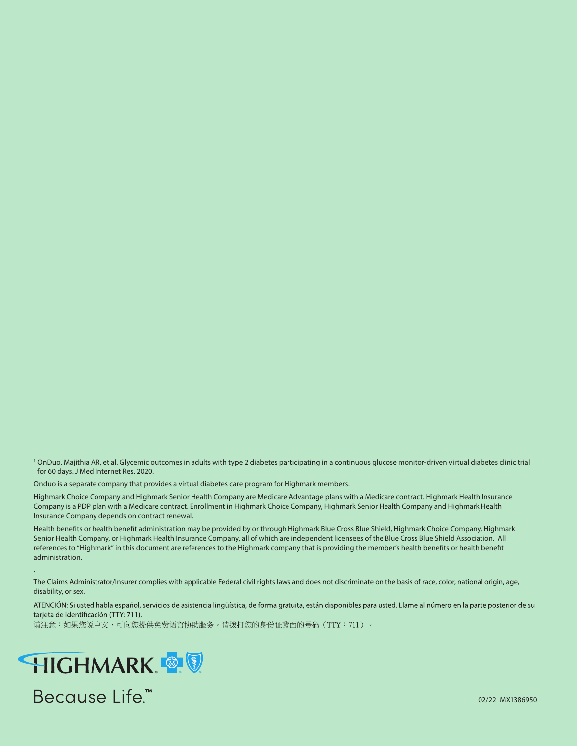[1] OnDuo. Majithia AR, et al. Glycemic outcomes in adults with type 2 diabetes participating in a continuous glucose monitor-driven virtual diabetes clinic trial for 60 days. J Med Internet Res. 2020.

Onduo is a separate company that provides a virtual diabetes care program for Highmark members.

Highmark Choice Company and Highmark Senior Health Company are Medicare Advantage plans with a Medicare contract. Highmark Health Insurance Company is a PDP plan with a Medicare contract. Enrollment in Highmark Choice Company, Highmark Senior Health Company and Highmark Health Insurance Company depends on contract renewal.

Health benefits or health benefit administration may be provided by or through Highmark Blue Cross Blue Shield, Highmark Choice Company, Highmark Senior Health Company, or Highmark Health Insurance Company, all of which are independent licensees of the Blue Cross Blue Shield Association. All references to "Highmark" in this document are references to the Highmark company that is providing the member's health benefits or health benefit administration.

.

The Claims Administrator/Insurer complies with applicable Federal civil rights laws and does not discriminate on the basis of race, color, national origin, age, disability, or sex.

ATENCIÓN: Si usted habla español, servicios de asistencia lingüística, de forma gratuita, están disponibles para usted. Llame al número en la parte posterior de su tarjeta de identificación (TTY: 711).
请注意：如果您说中文，可向您提供免费语言协助服务。请拨打您的身份证背面的号码（TTY：711）。

HIGHMARK

Because Life.™

02/22 MX1386950